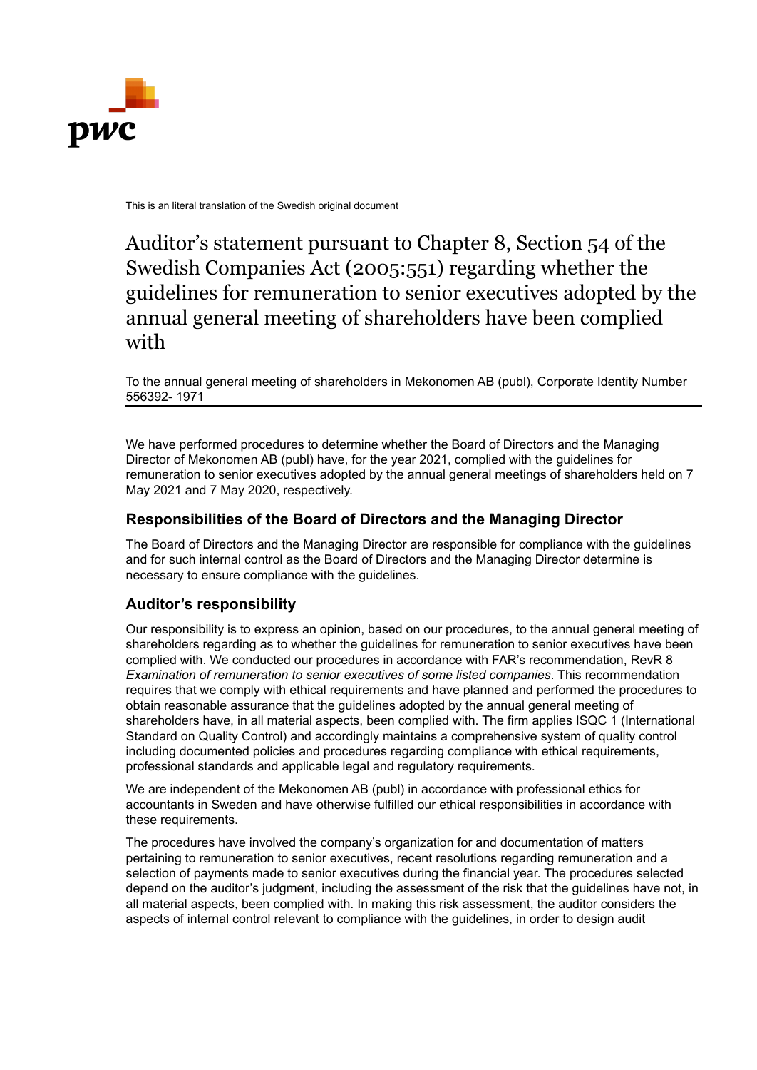This is an literal translation of the Swedish original document

# Auditor's statement pursuant to Chapter 8, Section 54 of the Swedish Companies Act (2005:551) regarding whether the guidelines for remuneration to senior executives adopted by the annual general meeting of shareholders have been complied with

To the annual general meeting of shareholders in Mekonomen AB (publ), Corporate Identity Number 556392- 1971

We have performed procedures to determine whether the Board of Directors and the Managing Director of Mekonomen AB (publ) have, for the year 2021, complied with the guidelines for remuneration to senior executives adopted by the annual general meetings of shareholders held on 7 May 2021 and 7 May 2020, respectively.

## Responsibilities of the Board of Directors and the Managing Director

The Board of Directors and the Managing Director are responsible for compliance with the guidelines and for such internal control as the Board of Directors and the Managing Director determine is necessary to ensure compliance with the guidelines.

## Auditor's responsibility

Our responsibility is to express an opinion, based on our procedures, to the annual general meeting of shareholders regarding as to whether the guidelines for remuneration to senior executives have been complied with. We conducted our procedures in accordance with FAR's recommendation, RevR 8 *Examination of remuneration to senior executives of some listed companies*. This recommendation requires that we comply with ethical requirements and have planned and performed the procedures to obtain reasonable assurance that the guidelines adopted by the annual general meeting of shareholders have, in all material aspects, been complied with. The firm applies ISQC 1 (International Standard on Quality Control) and accordingly maintains a comprehensive system of quality control including documented policies and procedures regarding compliance with ethical requirements, professional standards and applicable legal and regulatory requirements.

We are independent of the Mekonomen AB (publ) in accordance with professional ethics for accountants in Sweden and have otherwise fulfilled our ethical responsibilities in accordance with these requirements.

The procedures have involved the company's organization for and documentation of matters pertaining to remuneration to senior executives, recent resolutions regarding remuneration and a selection of payments made to senior executives during the financial year. The procedures selected depend on the auditor's judgment, including the assessment of the risk that the guidelines have not, in all material aspects, been complied with. In making this risk assessment, the auditor considers the aspects of internal control relevant to compliance with the guidelines, in order to design audit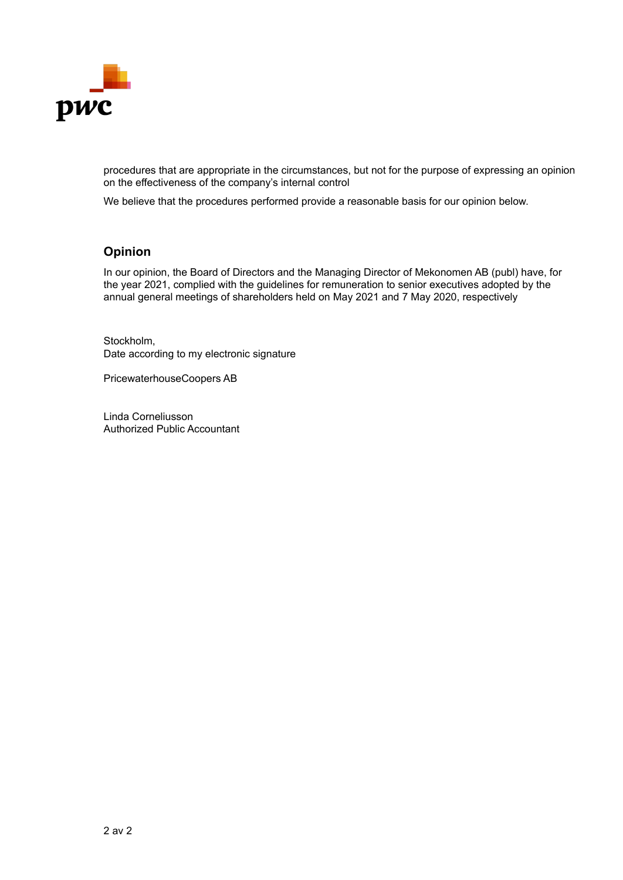procedures that are appropriate in the circumstances, but not for the purpose of expressing an opinion on the effectiveness of the company's internal control

We believe that the procedures performed provide a reasonable basis for our opinion below.

## Opinion

In our opinion, the Board of Directors and the Managing Director of Mekonomen AB (publ) have, for the year 2021, complied with the guidelines for remuneration to senior executives adopted by the annual general meetings of shareholders held on May 2021 and 7 May 2020, respectively

Stockholm,
Date according to my electronic signature

PricewaterhouseCoopers AB

Linda Corneliusson
Authorized Public Accountant